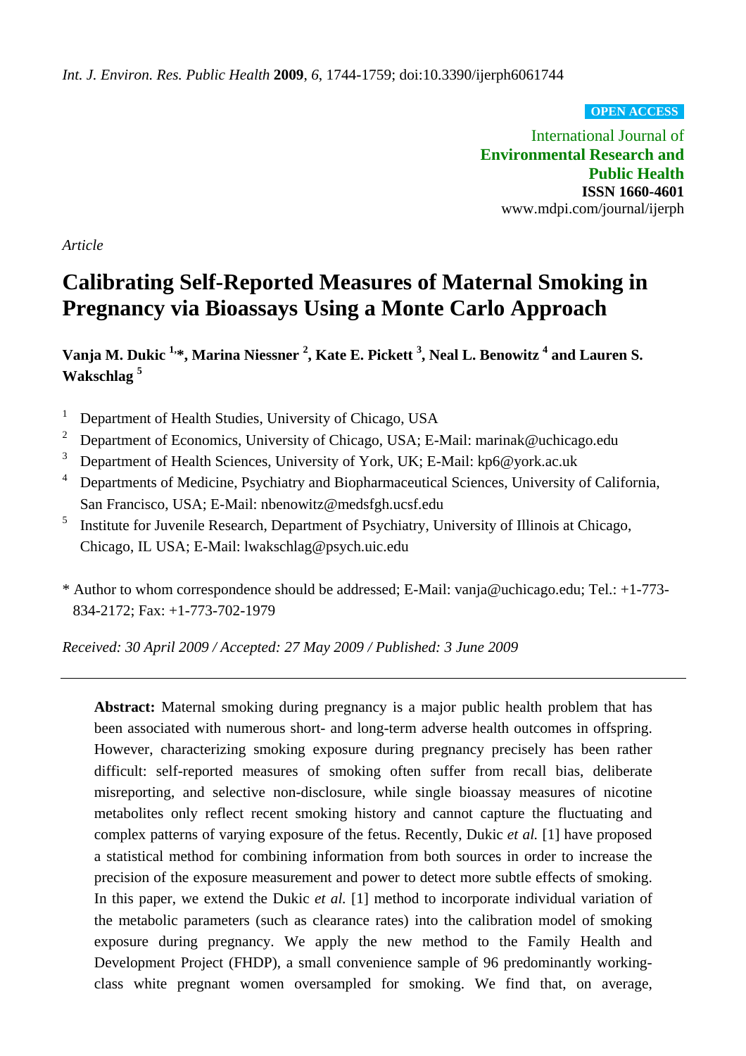*Article*

# Calibrating Self-Reported Measures of Maternal Smoking in Pregnancy via Bioassays Using a Monte Carlo Approach

**Vanja M. Dukic [1,*], Marina Niessner [2], Kate E. Pickett [3], Neal L. Benowitz [4] and Lauren S. Wakschlag [5]**

[1] Department of Health Studies, University of Chicago, USA

[2] Department of Economics, University of Chicago, USA; E-Mail: marinak@uchicago.edu

[3] Department of Health Sciences, University of York, UK; E-Mail: kp6@york.ac.uk

[4] Departments of Medicine, Psychiatry and Biopharmaceutical Sciences, University of California, San Francisco, USA; E-Mail: nbenowitz@medsfgh.ucsf.edu

[5] Institute for Juvenile Research, Department of Psychiatry, University of Illinois at Chicago, Chicago, IL USA; E-Mail: lwakschlag@psych.uic.edu

\* Author to whom correspondence should be addressed; E-Mail: vanja@uchicago.edu; Tel.: +1-773-834-2172; Fax: +1-773-702-1979

*Received: 30 April 2009 / Accepted: 27 May 2009 / Published: 3 June 2009*

---

**Abstract:** Maternal smoking during pregnancy is a major public health problem that has been associated with numerous short- and long-term adverse health outcomes in offspring. However, characterizing smoking exposure during pregnancy precisely has been rather difficult: self-reported measures of smoking often suffer from recall bias, deliberate misreporting, and selective non-disclosure, while single bioassay measures of nicotine metabolites only reflect recent smoking history and cannot capture the fluctuating and complex patterns of varying exposure of the fetus. Recently, Dukic *et al.* [1] have proposed a statistical method for combining information from both sources in order to increase the precision of the exposure measurement and power to detect more subtle effects of smoking. In this paper, we extend the Dukic *et al.* [1] method to incorporate individual variation of the metabolic parameters (such as clearance rates) into the calibration model of smoking exposure during pregnancy. We apply the new method to the Family Health and Development Project (FHDP), a small convenience sample of 96 predominantly working-class white pregnant women oversampled for smoking. We find that, on average,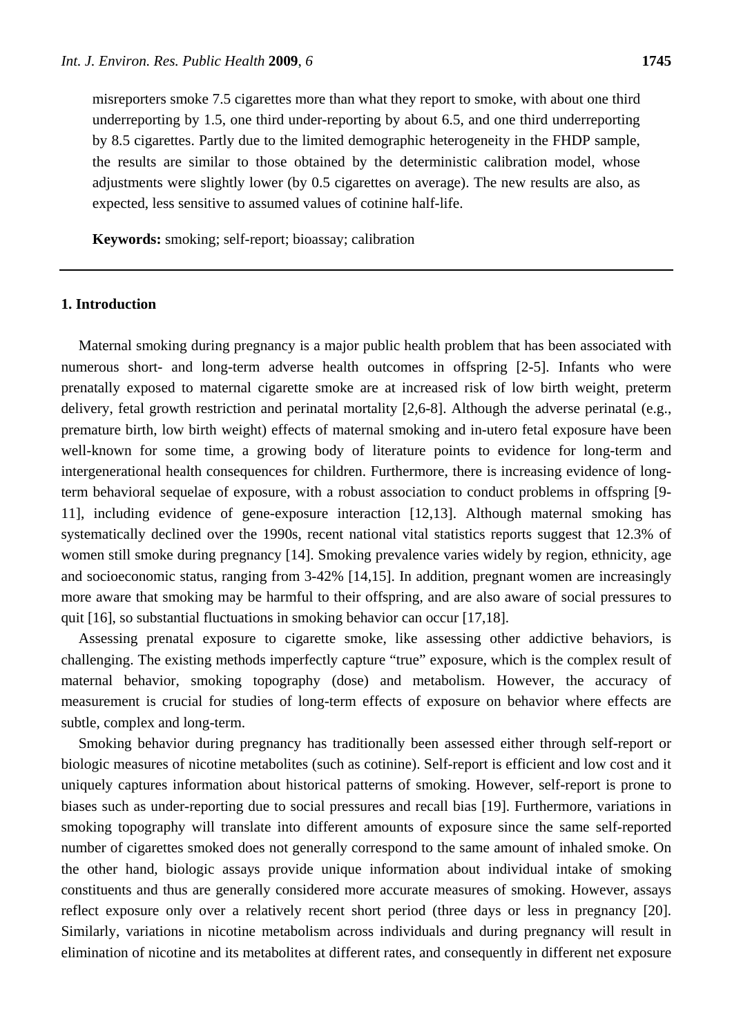misreporters smoke 7.5 cigarettes more than what they report to smoke, with about one third underreporting by 1.5, one third under-reporting by about 6.5, and one third underreporting by 8.5 cigarettes. Partly due to the limited demographic heterogeneity in the FHDP sample, the results are similar to those obtained by the deterministic calibration model, whose adjustments were slightly lower (by 0.5 cigarettes on average). The new results are also, as expected, less sensitive to assumed values of cotinine half-life.

**Keywords:** smoking; self-report; bioassay; calibration

## 1. Introduction

Maternal smoking during pregnancy is a major public health problem that has been associated with numerous short- and long-term adverse health outcomes in offspring [2-5]. Infants who were prenatally exposed to maternal cigarette smoke are at increased risk of low birth weight, preterm delivery, fetal growth restriction and perinatal mortality [2,6-8]. Although the adverse perinatal (e.g., premature birth, low birth weight) effects of maternal smoking and in-utero fetal exposure have been well-known for some time, a growing body of literature points to evidence for long-term and intergenerational health consequences for children. Furthermore, there is increasing evidence of long-term behavioral sequelae of exposure, with a robust association to conduct problems in offspring [9-11], including evidence of gene-exposure interaction [12,13]. Although maternal smoking has systematically declined over the 1990s, recent national vital statistics reports suggest that 12.3% of women still smoke during pregnancy [14]. Smoking prevalence varies widely by region, ethnicity, age and socioeconomic status, ranging from 3-42% [14,15]. In addition, pregnant women are increasingly more aware that smoking may be harmful to their offspring, and are also aware of social pressures to quit [16], so substantial fluctuations in smoking behavior can occur [17,18].

Assessing prenatal exposure to cigarette smoke, like assessing other addictive behaviors, is challenging. The existing methods imperfectly capture "true" exposure, which is the complex result of maternal behavior, smoking topography (dose) and metabolism. However, the accuracy of measurement is crucial for studies of long-term effects of exposure on behavior where effects are subtle, complex and long-term.

Smoking behavior during pregnancy has traditionally been assessed either through self-report or biologic measures of nicotine metabolites (such as cotinine). Self-report is efficient and low cost and it uniquely captures information about historical patterns of smoking. However, self-report is prone to biases such as under-reporting due to social pressures and recall bias [19]. Furthermore, variations in smoking topography will translate into different amounts of exposure since the same self-reported number of cigarettes smoked does not generally correspond to the same amount of inhaled smoke. On the other hand, biologic assays provide unique information about individual intake of smoking constituents and thus are generally considered more accurate measures of smoking. However, assays reflect exposure only over a relatively recent short period (three days or less in pregnancy [20]. Similarly, variations in nicotine metabolism across individuals and during pregnancy will result in elimination of nicotine and its metabolites at different rates, and consequently in different net exposure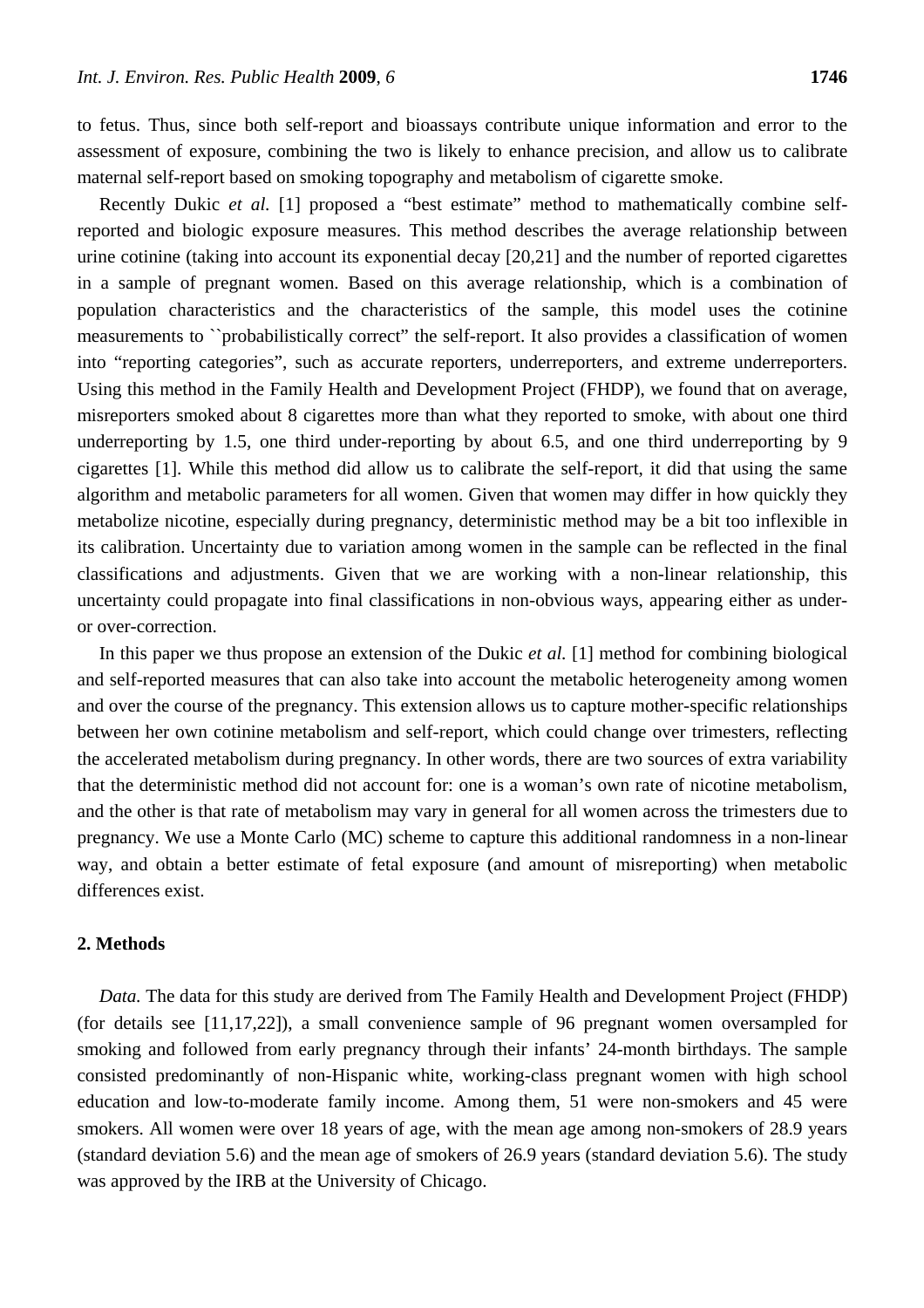to fetus. Thus, since both self-report and bioassays contribute unique information and error to the assessment of exposure, combining the two is likely to enhance precision, and allow us to calibrate maternal self-report based on smoking topography and metabolism of cigarette smoke.

Recently Dukic *et al.* [1] proposed a "best estimate" method to mathematically combine self-reported and biologic exposure measures. This method describes the average relationship between urine cotinine (taking into account its exponential decay [20,21] and the number of reported cigarettes in a sample of pregnant women. Based on this average relationship, which is a combination of population characteristics and the characteristics of the sample, this model uses the cotinine measurements to ``probabilistically correct" the self-report. It also provides a classification of women into "reporting categories", such as accurate reporters, underreporters, and extreme underreporters. Using this method in the Family Health and Development Project (FHDP), we found that on average, misreporters smoked about 8 cigarettes more than what they reported to smoke, with about one third underreporting by 1.5, one third under-reporting by about 6.5, and one third underreporting by 9 cigarettes [1]. While this method did allow us to calibrate the self-report, it did that using the same algorithm and metabolic parameters for all women. Given that women may differ in how quickly they metabolize nicotine, especially during pregnancy, deterministic method may be a bit too inflexible in its calibration. Uncertainty due to variation among women in the sample can be reflected in the final classifications and adjustments. Given that we are working with a non-linear relationship, this uncertainty could propagate into final classifications in non-obvious ways, appearing either as under- or over-correction.

In this paper we thus propose an extension of the Dukic *et al.* [1] method for combining biological and self-reported measures that can also take into account the metabolic heterogeneity among women and over the course of the pregnancy. This extension allows us to capture mother-specific relationships between her own cotinine metabolism and self-report, which could change over trimesters, reflecting the accelerated metabolism during pregnancy. In other words, there are two sources of extra variability that the deterministic method did not account for: one is a woman's own rate of nicotine metabolism, and the other is that rate of metabolism may vary in general for all women across the trimesters due to pregnancy. We use a Monte Carlo (MC) scheme to capture this additional randomness in a non-linear way, and obtain a better estimate of fetal exposure (and amount of misreporting) when metabolic differences exist.

## 2. Methods

*Data.* The data for this study are derived from The Family Health and Development Project (FHDP) (for details see [11,17,22]), a small convenience sample of 96 pregnant women oversampled for smoking and followed from early pregnancy through their infants' 24-month birthdays. The sample consisted predominantly of non-Hispanic white, working-class pregnant women with high school education and low-to-moderate family income. Among them, 51 were non-smokers and 45 were smokers. All women were over 18 years of age, with the mean age among non-smokers of 28.9 years (standard deviation 5.6) and the mean age of smokers of 26.9 years (standard deviation 5.6). The study was approved by the IRB at the University of Chicago.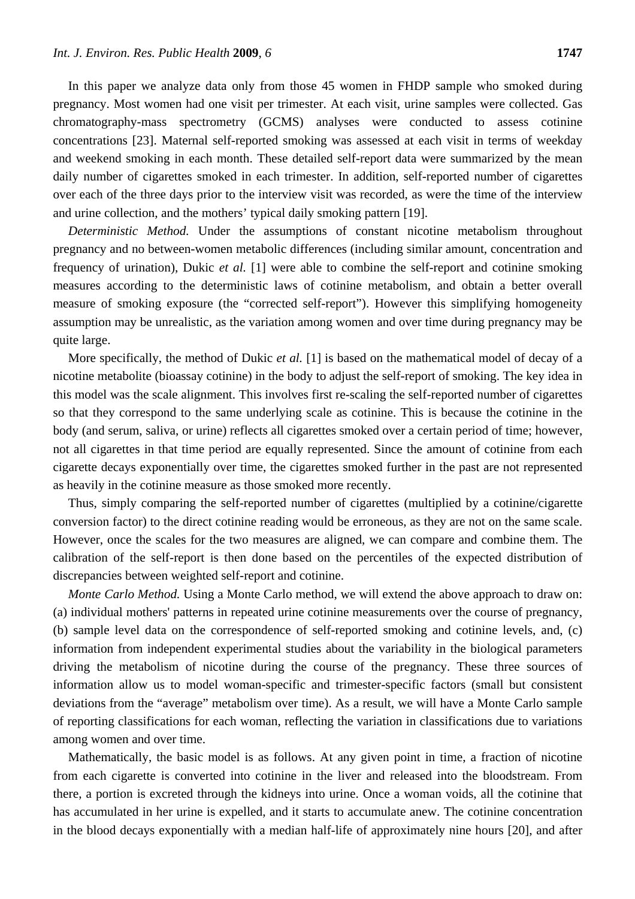In this paper we analyze data only from those 45 women in FHDP sample who smoked during pregnancy. Most women had one visit per trimester. At each visit, urine samples were collected. Gas chromatography-mass spectrometry (GCMS) analyses were conducted to assess cotinine concentrations [23]. Maternal self-reported smoking was assessed at each visit in terms of weekday and weekend smoking in each month. These detailed self-report data were summarized by the mean daily number of cigarettes smoked in each trimester. In addition, self-reported number of cigarettes over each of the three days prior to the interview visit was recorded, as were the time of the interview and urine collection, and the mothers' typical daily smoking pattern [19].

*Deterministic Method.* Under the assumptions of constant nicotine metabolism throughout pregnancy and no between-women metabolic differences (including similar amount, concentration and frequency of urination), Dukic *et al.* [1] were able to combine the self-report and cotinine smoking measures according to the deterministic laws of cotinine metabolism, and obtain a better overall measure of smoking exposure (the "corrected self-report"). However this simplifying homogeneity assumption may be unrealistic, as the variation among women and over time during pregnancy may be quite large.

More specifically, the method of Dukic *et al.* [1] is based on the mathematical model of decay of a nicotine metabolite (bioassay cotinine) in the body to adjust the self-report of smoking. The key idea in this model was the scale alignment. This involves first re-scaling the self-reported number of cigarettes so that they correspond to the same underlying scale as cotinine. This is because the cotinine in the body (and serum, saliva, or urine) reflects all cigarettes smoked over a certain period of time; however, not all cigarettes in that time period are equally represented. Since the amount of cotinine from each cigarette decays exponentially over time, the cigarettes smoked further in the past are not represented as heavily in the cotinine measure as those smoked more recently.

Thus, simply comparing the self-reported number of cigarettes (multiplied by a cotinine/cigarette conversion factor) to the direct cotinine reading would be erroneous, as they are not on the same scale. However, once the scales for the two measures are aligned, we can compare and combine them. The calibration of the self-report is then done based on the percentiles of the expected distribution of discrepancies between weighted self-report and cotinine.

*Monte Carlo Method.* Using a Monte Carlo method, we will extend the above approach to draw on: (a) individual mothers' patterns in repeated urine cotinine measurements over the course of pregnancy, (b) sample level data on the correspondence of self-reported smoking and cotinine levels, and, (c) information from independent experimental studies about the variability in the biological parameters driving the metabolism of nicotine during the course of the pregnancy. These three sources of information allow us to model woman-specific and trimester-specific factors (small but consistent deviations from the "average" metabolism over time). As a result, we will have a Monte Carlo sample of reporting classifications for each woman, reflecting the variation in classifications due to variations among women and over time.

Mathematically, the basic model is as follows. At any given point in time, a fraction of nicotine from each cigarette is converted into cotinine in the liver and released into the bloodstream. From there, a portion is excreted through the kidneys into urine. Once a woman voids, all the cotinine that has accumulated in her urine is expelled, and it starts to accumulate anew. The cotinine concentration in the blood decays exponentially with a median half-life of approximately nine hours [20], and after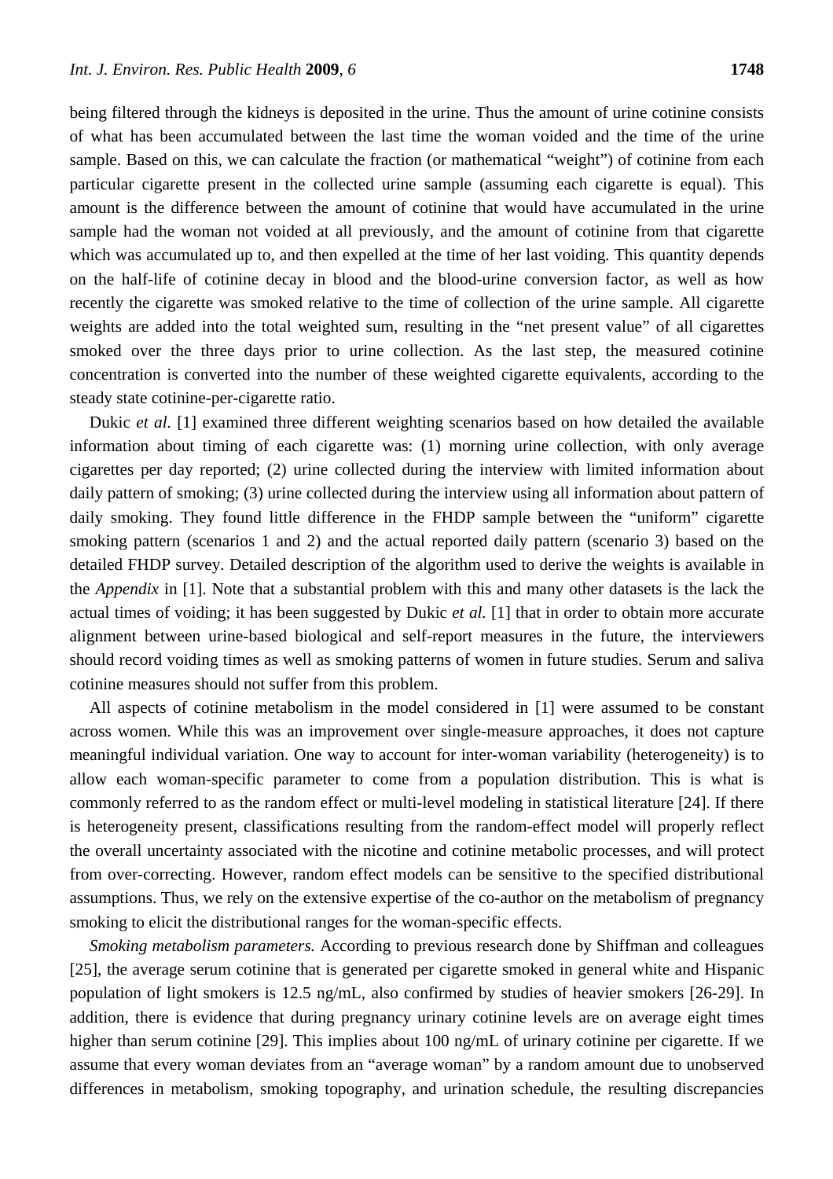being filtered through the kidneys is deposited in the urine. Thus the amount of urine cotinine consists of what has been accumulated between the last time the woman voided and the time of the urine sample. Based on this, we can calculate the fraction (or mathematical "weight") of cotinine from each particular cigarette present in the collected urine sample (assuming each cigarette is equal). This amount is the difference between the amount of cotinine that would have accumulated in the urine sample had the woman not voided at all previously, and the amount of cotinine from that cigarette which was accumulated up to, and then expelled at the time of her last voiding. This quantity depends on the half-life of cotinine decay in blood and the blood-urine conversion factor, as well as how recently the cigarette was smoked relative to the time of collection of the urine sample. All cigarette weights are added into the total weighted sum, resulting in the "net present value" of all cigarettes smoked over the three days prior to urine collection. As the last step, the measured cotinine concentration is converted into the number of these weighted cigarette equivalents, according to the steady state cotinine-per-cigarette ratio.

Dukic *et al.* [1] examined three different weighting scenarios based on how detailed the available information about timing of each cigarette was: (1) morning urine collection, with only average cigarettes per day reported; (2) urine collected during the interview with limited information about daily pattern of smoking; (3) urine collected during the interview using all information about pattern of daily smoking. They found little difference in the FHDP sample between the "uniform" cigarette smoking pattern (scenarios 1 and 2) and the actual reported daily pattern (scenario 3) based on the detailed FHDP survey. Detailed description of the algorithm used to derive the weights is available in the *Appendix* in [1]. Note that a substantial problem with this and many other datasets is the lack the actual times of voiding; it has been suggested by Dukic *et al.* [1] that in order to obtain more accurate alignment between urine-based biological and self-report measures in the future, the interviewers should record voiding times as well as smoking patterns of women in future studies. Serum and saliva cotinine measures should not suffer from this problem.

All aspects of cotinine metabolism in the model considered in [1] were assumed to be constant across women. While this was an improvement over single-measure approaches, it does not capture meaningful individual variation. One way to account for inter-woman variability (heterogeneity) is to allow each woman-specific parameter to come from a population distribution. This is what is commonly referred to as the random effect or multi-level modeling in statistical literature [24]. If there is heterogeneity present, classifications resulting from the random-effect model will properly reflect the overall uncertainty associated with the nicotine and cotinine metabolic processes, and will protect from over-correcting. However, random effect models can be sensitive to the specified distributional assumptions. Thus, we rely on the extensive expertise of the co-author on the metabolism of pregnancy smoking to elicit the distributional ranges for the woman-specific effects.

*Smoking metabolism parameters.* According to previous research done by Shiffman and colleagues [25], the average serum cotinine that is generated per cigarette smoked in general white and Hispanic population of light smokers is 12.5 ng/mL, also confirmed by studies of heavier smokers [26-29]. In addition, there is evidence that during pregnancy urinary cotinine levels are on average eight times higher than serum cotinine [29]. This implies about 100 ng/mL of urinary cotinine per cigarette. If we assume that every woman deviates from an "average woman" by a random amount due to unobserved differences in metabolism, smoking topography, and urination schedule, the resulting discrepancies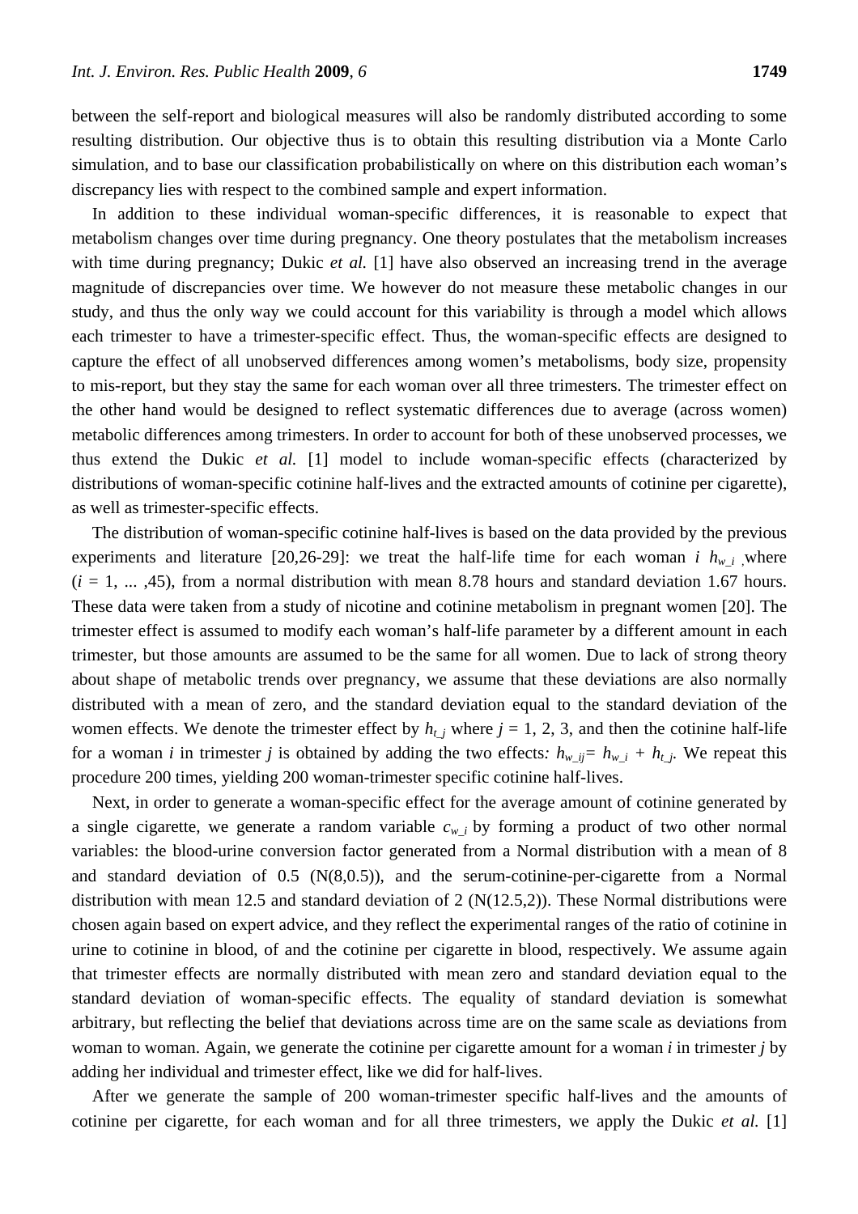between the self-report and biological measures will also be randomly distributed according to some resulting distribution. Our objective thus is to obtain this resulting distribution via a Monte Carlo simulation, and to base our classification probabilistically on where on this distribution each woman's discrepancy lies with respect to the combined sample and expert information.

In addition to these individual woman-specific differences, it is reasonable to expect that metabolism changes over time during pregnancy. One theory postulates that the metabolism increases with time during pregnancy; Dukic *et al.* [1] have also observed an increasing trend in the average magnitude of discrepancies over time. We however do not measure these metabolic changes in our study, and thus the only way we could account for this variability is through a model which allows each trimester to have a trimester-specific effect. Thus, the woman-specific effects are designed to capture the effect of all unobserved differences among women's metabolisms, body size, propensity to mis-report, but they stay the same for each woman over all three trimesters. The trimester effect on the other hand would be designed to reflect systematic differences due to average (across women) metabolic differences among trimesters. In order to account for both of these unobserved processes, we thus extend the Dukic *et al.* [1] model to include woman-specific effects (characterized by distributions of woman-specific cotinine half-lives and the extracted amounts of cotinine per cigarette), as well as trimester-specific effects.

The distribution of woman-specific cotinine half-lives is based on the data provided by the previous experiments and literature [20,26-29]: we treat the half-life time for each woman $i$ $h_{w\_i}$ , where ($i$ = 1, ... ,45), from a normal distribution with mean 8.78 hours and standard deviation 1.67 hours. These data were taken from a study of nicotine and cotinine metabolism in pregnant women [20]. The trimester effect is assumed to modify each woman's half-life parameter by a different amount in each trimester, but those amounts are assumed to be the same for all women. Due to lack of strong theory about shape of metabolic trends over pregnancy, we assume that these deviations are also normally distributed with a mean of zero, and the standard deviation equal to the standard deviation of the women effects. We denote the trimester effect by $h_{t\_j}$ where $j$ = 1, 2, 3, and then the cotinine half-life for a woman $i$ in trimester $j$ is obtained by adding the two effects: $h_{w\_ij} = h_{w\_i} + h_{t\_j}$. We repeat this procedure 200 times, yielding 200 woman-trimester specific cotinine half-lives.

Next, in order to generate a woman-specific effect for the average amount of cotinine generated by a single cigarette, we generate a random variable $c_{w\_i}$ by forming a product of two other normal variables: the blood-urine conversion factor generated from a Normal distribution with a mean of 8 and standard deviation of 0.5 (N(8,0.5)), and the serum-cotinine-per-cigarette from a Normal distribution with mean 12.5 and standard deviation of 2 (N(12.5,2)). These Normal distributions were chosen again based on expert advice, and they reflect the experimental ranges of the ratio of cotinine in urine to cotinine in blood, of and the cotinine per cigarette in blood, respectively. We assume again that trimester effects are normally distributed with mean zero and standard deviation equal to the standard deviation of woman-specific effects. The equality of standard deviation is somewhat arbitrary, but reflecting the belief that deviations across time are on the same scale as deviations from woman to woman. Again, we generate the cotinine per cigarette amount for a woman $i$ in trimester $j$ by adding her individual and trimester effect, like we did for half-lives.

After we generate the sample of 200 woman-trimester specific half-lives and the amounts of cotinine per cigarette, for each woman and for all three trimesters, we apply the Dukic *et al.* [1]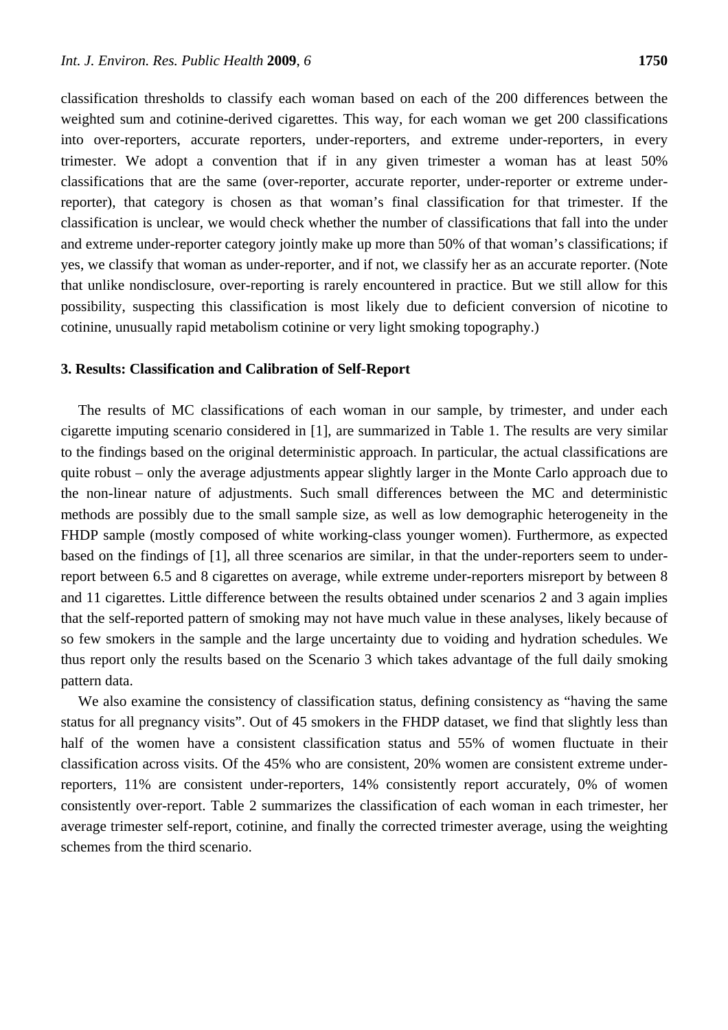classification thresholds to classify each woman based on each of the 200 differences between the weighted sum and cotinine-derived cigarettes. This way, for each woman we get 200 classifications into over-reporters, accurate reporters, under-reporters, and extreme under-reporters, in every trimester. We adopt a convention that if in any given trimester a woman has at least 50% classifications that are the same (over-reporter, accurate reporter, under-reporter or extreme under-reporter), that category is chosen as that woman's final classification for that trimester. If the classification is unclear, we would check whether the number of classifications that fall into the under and extreme under-reporter category jointly make up more than 50% of that woman's classifications; if yes, we classify that woman as under-reporter, and if not, we classify her as an accurate reporter. (Note that unlike nondisclosure, over-reporting is rarely encountered in practice. But we still allow for this possibility, suspecting this classification is most likely due to deficient conversion of nicotine to cotinine, unusually rapid metabolism cotinine or very light smoking topography.)

## 3. Results: Classification and Calibration of Self-Report

The results of MC classifications of each woman in our sample, by trimester, and under each cigarette imputing scenario considered in [1], are summarized in Table 1. The results are very similar to the findings based on the original deterministic approach. In particular, the actual classifications are quite robust – only the average adjustments appear slightly larger in the Monte Carlo approach due to the non-linear nature of adjustments. Such small differences between the MC and deterministic methods are possibly due to the small sample size, as well as low demographic heterogeneity in the FHDP sample (mostly composed of white working-class younger women). Furthermore, as expected based on the findings of [1], all three scenarios are similar, in that the under-reporters seem to under-report between 6.5 and 8 cigarettes on average, while extreme under-reporters misreport by between 8 and 11 cigarettes. Little difference between the results obtained under scenarios 2 and 3 again implies that the self-reported pattern of smoking may not have much value in these analyses, likely because of so few smokers in the sample and the large uncertainty due to voiding and hydration schedules. We thus report only the results based on the Scenario 3 which takes advantage of the full daily smoking pattern data.

We also examine the consistency of classification status, defining consistency as "having the same status for all pregnancy visits". Out of 45 smokers in the FHDP dataset, we find that slightly less than half of the women have a consistent classification status and 55% of women fluctuate in their classification across visits. Of the 45% who are consistent, 20% women are consistent extreme under-reporters, 11% are consistent under-reporters, 14% consistently report accurately, 0% of women consistently over-report. Table 2 summarizes the classification of each woman in each trimester, her average trimester self-report, cotinine, and finally the corrected trimester average, using the weighting schemes from the third scenario.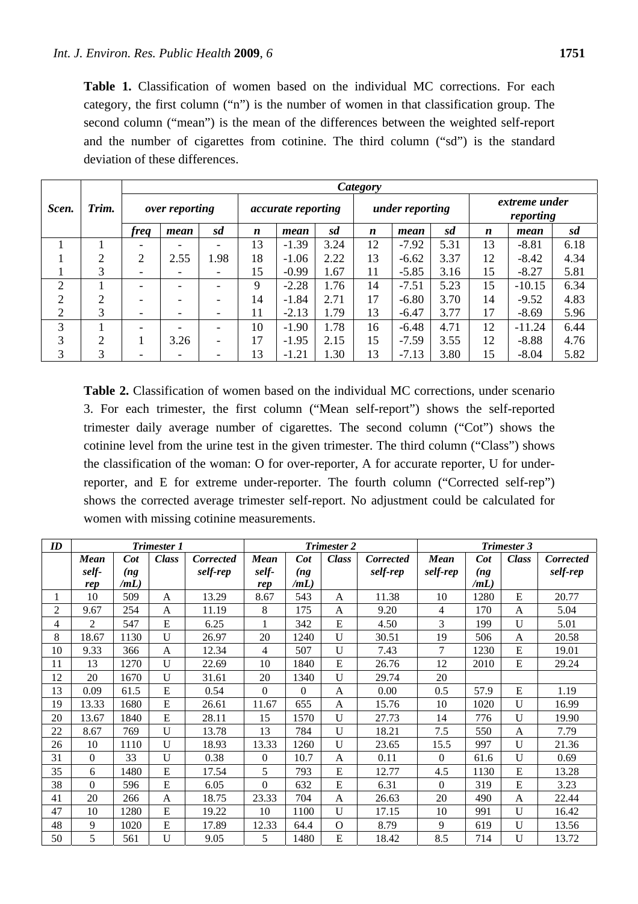**Table 1.** Classification of women based on the individual MC corrections. For each category, the first column ("n") is the number of women in that classification group. The second column ("mean") is the mean of the differences between the weighted self-report and the number of cigarettes from cotinine. The third column ("sd") is the standard deviation of these differences.

| *Scen.* | *Trim.* | *Category* | | | | | | | | | | | |
|---|---|---|---|---|---|---|---|---|---|---|---|---|---|
| | | *over reporting* | | | *accurate reporting* | | | *under reporting* | | | *extreme under reporting* | | |
| | | *freq* | *mean* | *sd* | *n* | *mean* | *sd* | *n* | *mean* | *sd* | *n* | *mean* | *sd* |
| 1 | 1 | - | - | - | 13 | -1.39 | 3.24 | 12 | -7.92 | 5.31 | 13 | -8.81 | 6.18 |
| 1 | 2 | 2 | 2.55 | 1.98 | 18 | -1.06 | 2.22 | 13 | -6.62 | 3.37 | 12 | -8.42 | 4.34 |
| 1 | 3 | - | - | - | 15 | -0.99 | 1.67 | 11 | -5.85 | 3.16 | 15 | -8.27 | 5.81 |
| 2 | 1 | - | - | - | 9 | -2.28 | 1.76 | 14 | -7.51 | 5.23 | 15 | -10.15 | 6.34 |
| 2 | 2 | - | - | - | 14 | -1.84 | 2.71 | 17 | -6.80 | 3.70 | 14 | -9.52 | 4.83 |
| 2 | 3 | - | - | - | 11 | -2.13 | 1.79 | 13 | -6.47 | 3.77 | 17 | -8.69 | 5.96 |
| 3 | 1 | - | - | - | 10 | -1.90 | 1.78 | 16 | -6.48 | 4.71 | 12 | -11.24 | 6.44 |
| 3 | 2 | 1 | 3.26 | - | 17 | -1.95 | 2.15 | 15 | -7.59 | 3.55 | 12 | -8.88 | 4.76 |
| 3 | 3 | - | - | - | 13 | -1.21 | 1.30 | 13 | -7.13 | 3.80 | 15 | -8.04 | 5.82 |

**Table 2.** Classification of women based on the individual MC corrections, under scenario 3. For each trimester, the first column ("Mean self-report") shows the self-reported trimester daily average number of cigarettes. The second column ("Cot") shows the cotinine level from the urine test in the given trimester. The third column ("Class") shows the classification of the woman: O for over-reporter, A for accurate reporter, U for under-reporter, and E for extreme under-reporter. The fourth column ("Corrected self-rep") shows the corrected average trimester self-report. No adjustment could be calculated for women with missing cotinine measurements.

| *ID* | *Trimester 1* | | | | *Trimester 2* | | | | *Trimester 3* | | | |
|---|---|---|---|---|---|---|---|---|---|---|---|---|
| | *Mean self-rep* | *Cot (ng /mL)* | *Class* | *Corrected self-rep* | *Mean self-rep* | *Cot (ng /mL)* | *Class* | *Corrected self-rep* | *Mean self-rep* | *Cot (ng /mL)* | *Class* | *Corrected self-rep* |
| 1 | 10 | 509 | A | 13.29 | 8.67 | 543 | A | 11.38 | 10 | 1280 | E | 20.77 |
| 2 | 9.67 | 254 | A | 11.19 | 8 | 175 | A | 9.20 | 4 | 170 | A | 5.04 |
| 4 | 2 | 547 | E | 6.25 | 1 | 342 | E | 4.50 | 3 | 199 | U | 5.01 |
| 8 | 18.67 | 1130 | U | 26.97 | 20 | 1240 | U | 30.51 | 19 | 506 | A | 20.58 |
| 10 | 9.33 | 366 | A | 12.34 | 4 | 507 | U | 7.43 | 7 | 1230 | E | 19.01 |
| 11 | 13 | 1270 | U | 22.69 | 10 | 1840 | E | 26.76 | 12 | 2010 | E | 29.24 |
| 12 | 20 | 1670 | U | 31.61 | 20 | 1340 | U | 29.74 | 20 | | | |
| 13 | 0.09 | 61.5 | E | 0.54 | 0 | 0 | A | 0.00 | 0.5 | 57.9 | E | 1.19 |
| 19 | 13.33 | 1680 | E | 26.61 | 11.67 | 655 | A | 15.76 | 10 | 1020 | U | 16.99 |
| 20 | 13.67 | 1840 | E | 28.11 | 15 | 1570 | U | 27.73 | 14 | 776 | U | 19.90 |
| 22 | 8.67 | 769 | U | 13.78 | 13 | 784 | U | 18.21 | 7.5 | 550 | A | 7.79 |
| 26 | 10 | 1110 | U | 18.93 | 13.33 | 1260 | U | 23.65 | 15.5 | 997 | U | 21.36 |
| 31 | 0 | 33 | U | 0.38 | 0 | 10.7 | A | 0.11 | 0 | 61.6 | U | 0.69 |
| 35 | 6 | 1480 | E | 17.54 | 5 | 793 | E | 12.77 | 4.5 | 1130 | E | 13.28 |
| 38 | 0 | 596 | E | 6.05 | 0 | 632 | E | 6.31 | 0 | 319 | E | 3.23 |
| 41 | 20 | 266 | A | 18.75 | 23.33 | 704 | A | 26.63 | 20 | 490 | A | 22.44 |
| 47 | 10 | 1280 | E | 19.22 | 10 | 1100 | U | 17.15 | 10 | 991 | U | 16.42 |
| 48 | 9 | 1020 | E | 17.89 | 12.33 | 64.4 | O | 8.79 | 9 | 619 | U | 13.56 |
| 50 | 5 | 561 | U | 9.05 | 5 | 1480 | E | 18.42 | 8.5 | 714 | U | 13.72 |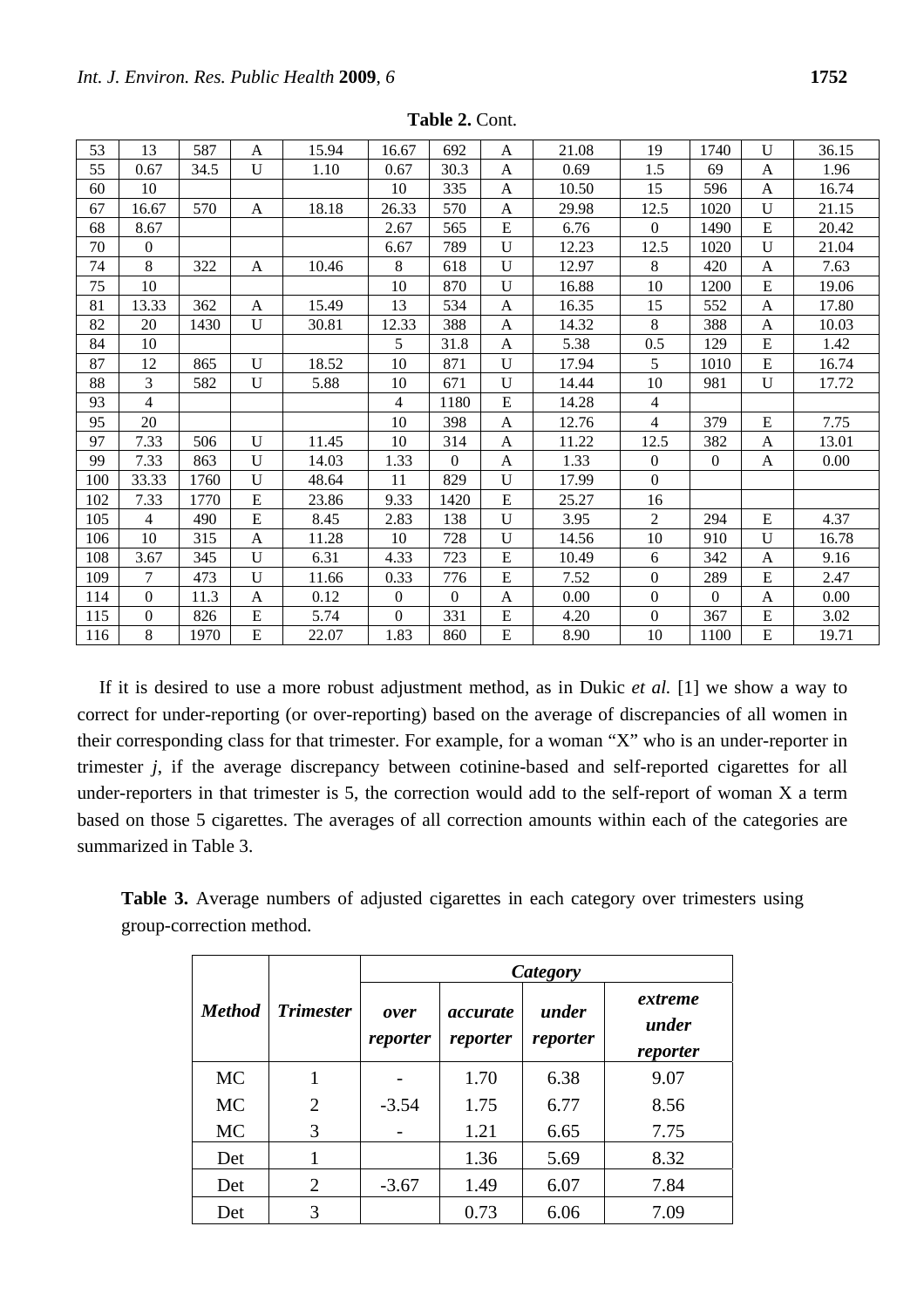**Table 2.** Cont.

| | | | | | | | | | | | | |
|---|---|---|---|---|---|---|---|---|---|---|---|---|
| 53 | 13 | 587 | A | 15.94 | 16.67 | 692 | A | 21.08 | 19 | 1740 | U | 36.15 |
| 55 | 0.67 | 34.5 | U | 1.10 | 0.67 | 30.3 | A | 0.69 | 1.5 | 69 | A | 1.96 |
| 60 | 10 | | | | 10 | 335 | A | 10.50 | 15 | 596 | A | 16.74 |
| 67 | 16.67 | 570 | A | 18.18 | 26.33 | 570 | A | 29.98 | 12.5 | 1020 | U | 21.15 |
| 68 | 8.67 | | | | 2.67 | 565 | E | 6.76 | 0 | 1490 | E | 20.42 |
| 70 | 0 | | | | 6.67 | 789 | U | 12.23 | 12.5 | 1020 | U | 21.04 |
| 74 | 8 | 322 | A | 10.46 | 8 | 618 | U | 12.97 | 8 | 420 | A | 7.63 |
| 75 | 10 | | | | 10 | 870 | U | 16.88 | 10 | 1200 | E | 19.06 |
| 81 | 13.33 | 362 | A | 15.49 | 13 | 534 | A | 16.35 | 15 | 552 | A | 17.80 |
| 82 | 20 | 1430 | U | 30.81 | 12.33 | 388 | A | 14.32 | 8 | 388 | A | 10.03 |
| 84 | 10 | | | | 5 | 31.8 | A | 5.38 | 0.5 | 129 | E | 1.42 |
| 87 | 12 | 865 | U | 18.52 | 10 | 871 | U | 17.94 | 5 | 1010 | E | 16.74 |
| 88 | 3 | 582 | U | 5.88 | 10 | 671 | U | 14.44 | 10 | 981 | U | 17.72 |
| 93 | 4 | | | | 4 | 1180 | E | 14.28 | 4 | | | |
| 95 | 20 | | | | 10 | 398 | A | 12.76 | 4 | 379 | E | 7.75 |
| 97 | 7.33 | 506 | U | 11.45 | 10 | 314 | A | 11.22 | 12.5 | 382 | A | 13.01 |
| 99 | 7.33 | 863 | U | 14.03 | 1.33 | 0 | A | 1.33 | 0 | 0 | A | 0.00 |
| 100 | 33.33 | 1760 | U | 48.64 | 11 | 829 | U | 17.99 | 0 | | | |
| 102 | 7.33 | 1770 | E | 23.86 | 9.33 | 1420 | E | 25.27 | 16 | | | |
| 105 | 4 | 490 | E | 8.45 | 2.83 | 138 | U | 3.95 | 2 | 294 | E | 4.37 |
| 106 | 10 | 315 | A | 11.28 | 10 | 728 | U | 14.56 | 10 | 910 | U | 16.78 |
| 108 | 3.67 | 345 | U | 6.31 | 4.33 | 723 | E | 10.49 | 6 | 342 | A | 9.16 |
| 109 | 7 | 473 | U | 11.66 | 0.33 | 776 | E | 7.52 | 0 | 289 | E | 2.47 |
| 114 | 0 | 11.3 | A | 0.12 | 0 | 0 | A | 0.00 | 0 | 0 | A | 0.00 |
| 115 | 0 | 826 | E | 5.74 | 0 | 331 | E | 4.20 | 0 | 367 | E | 3.02 |
| 116 | 8 | 1970 | E | 22.07 | 1.83 | 860 | E | 8.90 | 10 | 1100 | E | 19.71 |

If it is desired to use a more robust adjustment method, as in Dukic *et al.* [1] we show a way to correct for under-reporting (or over-reporting) based on the average of discrepancies of all women in their corresponding class for that trimester. For example, for a woman "X" who is an under-reporter in trimester *j*, if the average discrepancy between cotinine-based and self-reported cigarettes for all under-reporters in that trimester is 5, the correction would add to the self-report of woman X a term based on those 5 cigarettes. The averages of all correction amounts within each of the categories are summarized in Table 3.

**Table 3.** Average numbers of adjusted cigarettes in each category over trimesters using group-correction method.

| ***Method*** | ***Trimester*** | ***Category*** | | | |
|---|---|---|---|---|---|
| | | ***over reporter*** | ***accurate reporter*** | ***under reporter*** | ***extreme under reporter*** |
| MC | 1 | - | 1.70 | 6.38 | 9.07 |
| MC | 2 | -3.54 | 1.75 | 6.77 | 8.56 |
| MC | 3 | - | 1.21 | 6.65 | 7.75 |
| Det | 1 | | 1.36 | 5.69 | 8.32 |
| Det | 2 | -3.67 | 1.49 | 6.07 | 7.84 |
| Det | 3 | | 0.73 | 6.06 | 7.09 |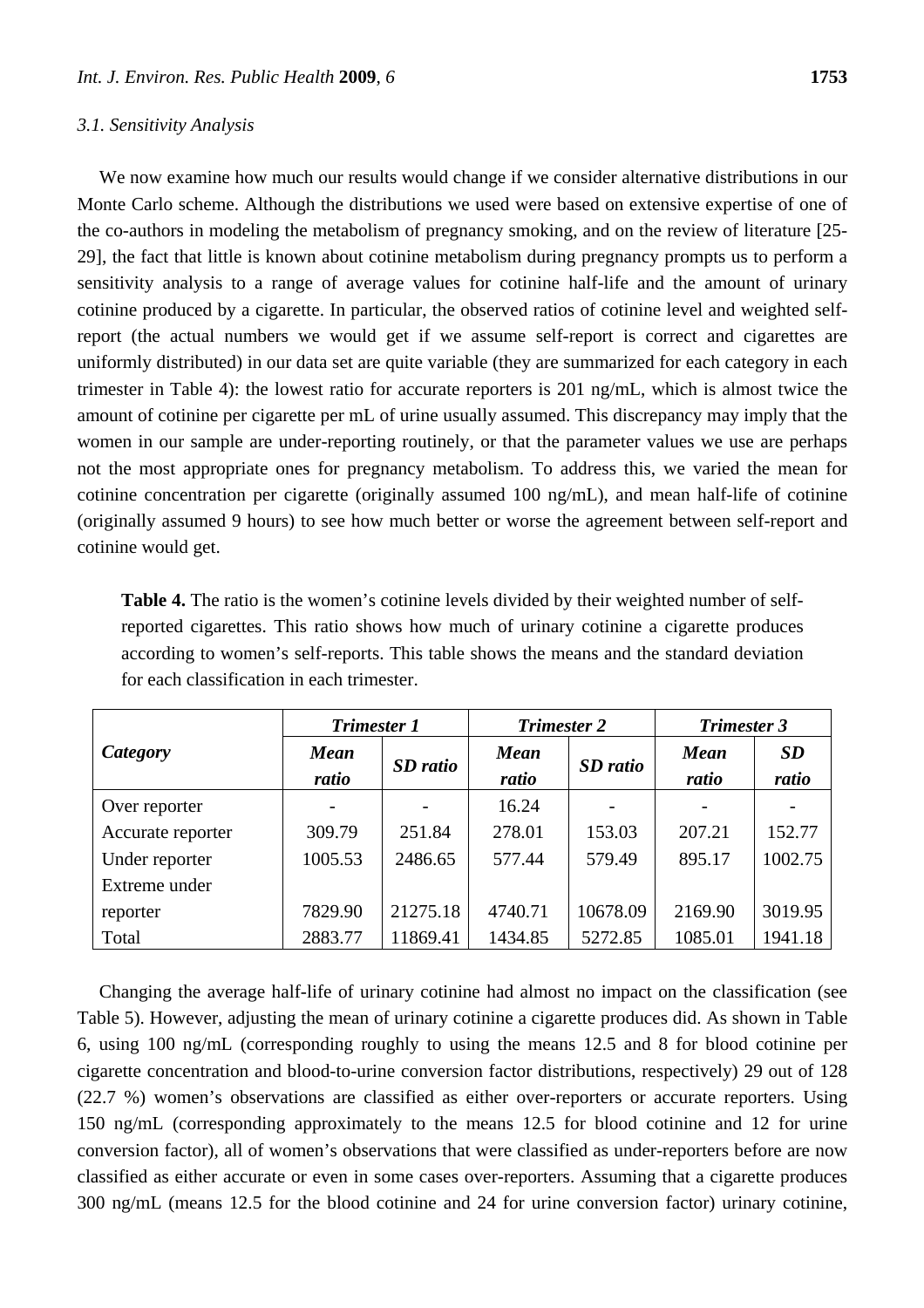### 3.1. Sensitivity Analysis

We now examine how much our results would change if we consider alternative distributions in our Monte Carlo scheme. Although the distributions we used were based on extensive expertise of one of the co-authors in modeling the metabolism of pregnancy smoking, and on the review of literature [25-29], the fact that little is known about cotinine metabolism during pregnancy prompts us to perform a sensitivity analysis to a range of average values for cotinine half-life and the amount of urinary cotinine produced by a cigarette. In particular, the observed ratios of cotinine level and weighted self-report (the actual numbers we would get if we assume self-report is correct and cigarettes are uniformly distributed) in our data set are quite variable (they are summarized for each category in each trimester in Table 4): the lowest ratio for accurate reporters is 201 ng/mL, which is almost twice the amount of cotinine per cigarette per mL of urine usually assumed. This discrepancy may imply that the women in our sample are under-reporting routinely, or that the parameter values we use are perhaps not the most appropriate ones for pregnancy metabolism. To address this, we varied the mean for cotinine concentration per cigarette (originally assumed 100 ng/mL), and mean half-life of cotinine (originally assumed 9 hours) to see how much better or worse the agreement between self-report and cotinine would get.

**Table 4.** The ratio is the women's cotinine levels divided by their weighted number of self-reported cigarettes. This ratio shows how much of urinary cotinine a cigarette produces according to women's self-reports. This table shows the means and the standard deviation for each classification in each trimester.

| *Category* | *Trimester 1* | | *Trimester 2* | | *Trimester 3* | |
|---|---|---|---|---|---|---|
| | *Mean ratio* | *SD ratio* | *Mean ratio* | *SD ratio* | *Mean ratio* | *SD ratio* |
| Over reporter | - | - | 16.24 | - | - | - |
| Accurate reporter | 309.79 | 251.84 | 278.01 | 153.03 | 207.21 | 152.77 |
| Under reporter | 1005.53 | 2486.65 | 577.44 | 579.49 | 895.17 | 1002.75 |
| Extreme under reporter | 7829.90 | 21275.18 | 4740.71 | 10678.09 | 2169.90 | 3019.95 |
| Total | 2883.77 | 11869.41 | 1434.85 | 5272.85 | 1085.01 | 1941.18 |

Changing the average half-life of urinary cotinine had almost no impact on the classification (see Table 5). However, adjusting the mean of urinary cotinine a cigarette produces did. As shown in Table 6, using 100 ng/mL (corresponding roughly to using the means 12.5 and 8 for blood cotinine per cigarette concentration and blood-to-urine conversion factor distributions, respectively) 29 out of 128 (22.7 %) women's observations are classified as either over-reporters or accurate reporters. Using 150 ng/mL (corresponding approximately to the means 12.5 for blood cotinine and 12 for urine conversion factor), all of women's observations that were classified as under-reporters before are now classified as either accurate or even in some cases over-reporters. Assuming that a cigarette produces 300 ng/mL (means 12.5 for the blood cotinine and 24 for urine conversion factor) urinary cotinine,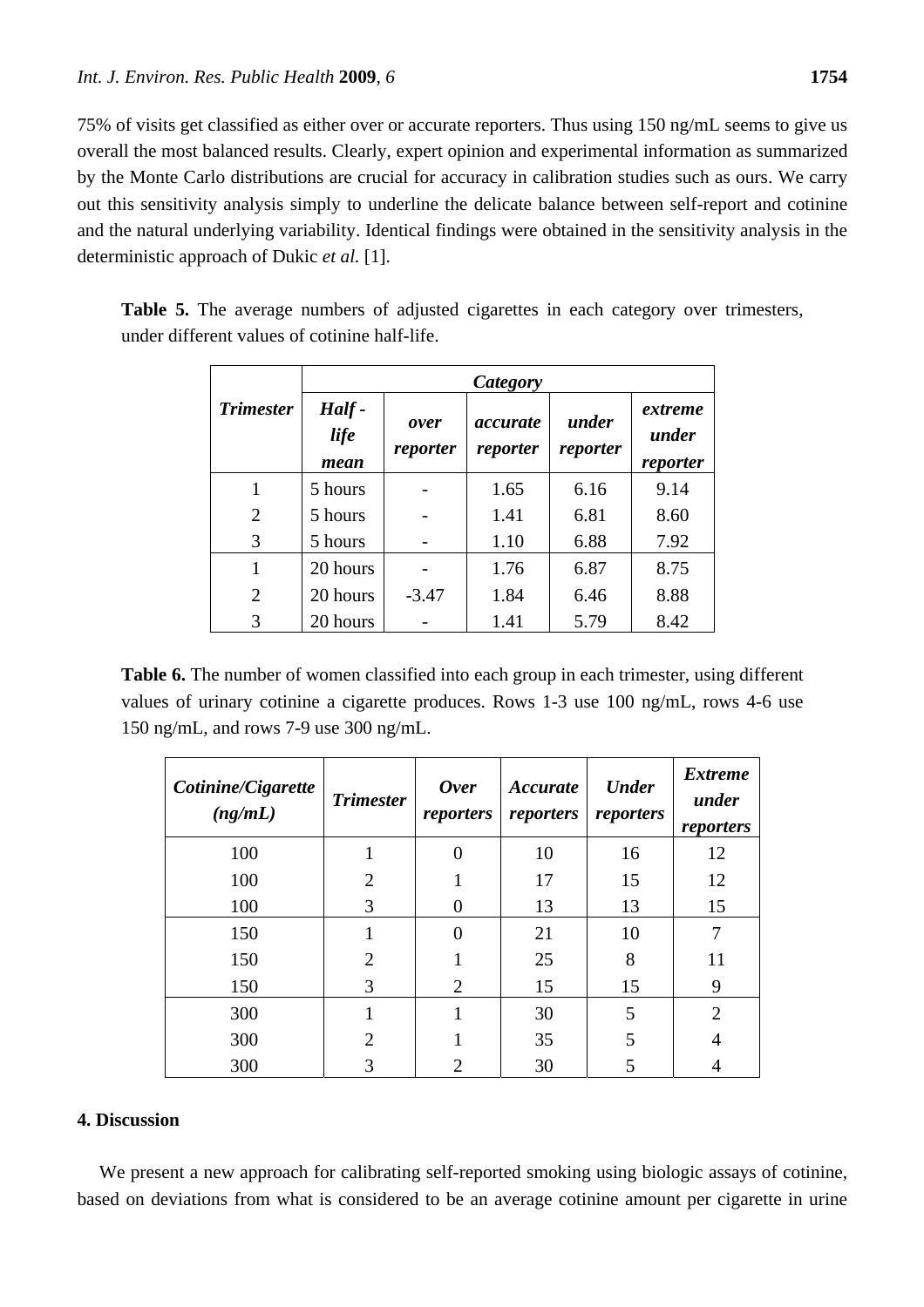75% of visits get classified as either over or accurate reporters. Thus using 150 ng/mL seems to give us overall the most balanced results. Clearly, expert opinion and experimental information as summarized by the Monte Carlo distributions are crucial for accuracy in calibration studies such as ours. We carry out this sensitivity analysis simply to underline the delicate balance between self-report and cotinine and the natural underlying variability. Identical findings were obtained in the sensitivity analysis in the deterministic approach of Dukic *et al.* [1].

**Table 5.** The average numbers of adjusted cigarettes in each category over trimesters, under different values of cotinine half-life.

| *Trimester* | *Category* | | | | |
|---|---|---|---|---|---|
| | *Half-life mean* | *over reporter* | *accurate reporter* | *under reporter* | *extreme under reporter* |
| 1 | 5 hours | - | 1.65 | 6.16 | 9.14 |
| 2 | 5 hours | - | 1.41 | 6.81 | 8.60 |
| 3 | 5 hours | - | 1.10 | 6.88 | 7.92 |
| 1 | 20 hours | - | 1.76 | 6.87 | 8.75 |
| 2 | 20 hours | -3.47 | 1.84 | 6.46 | 8.88 |
| 3 | 20 hours | - | 1.41 | 5.79 | 8.42 |

**Table 6.** The number of women classified into each group in each trimester, using different values of urinary cotinine a cigarette produces. Rows 1-3 use 100 ng/mL, rows 4-6 use 150 ng/mL, and rows 7-9 use 300 ng/mL.

| *Cotinine/Cigarette (ng/mL)* | *Trimester* | *Over reporters* | *Accurate reporters* | *Under reporters* | *Extreme under reporters* |
|---|---|---|---|---|---|
| 100 | 1 | 0 | 10 | 16 | 12 |
| 100 | 2 | 1 | 17 | 15 | 12 |
| 100 | 3 | 0 | 13 | 13 | 15 |
| 150 | 1 | 0 | 21 | 10 | 7 |
| 150 | 2 | 1 | 25 | 8 | 11 |
| 150 | 3 | 2 | 15 | 15 | 9 |
| 300 | 1 | 1 | 30 | 5 | 2 |
| 300 | 2 | 1 | 35 | 5 | 4 |
| 300 | 3 | 2 | 30 | 5 | 4 |

## 4. Discussion

We present a new approach for calibrating self-reported smoking using biologic assays of cotinine, based on deviations from what is considered to be an average cotinine amount per cigarette in urine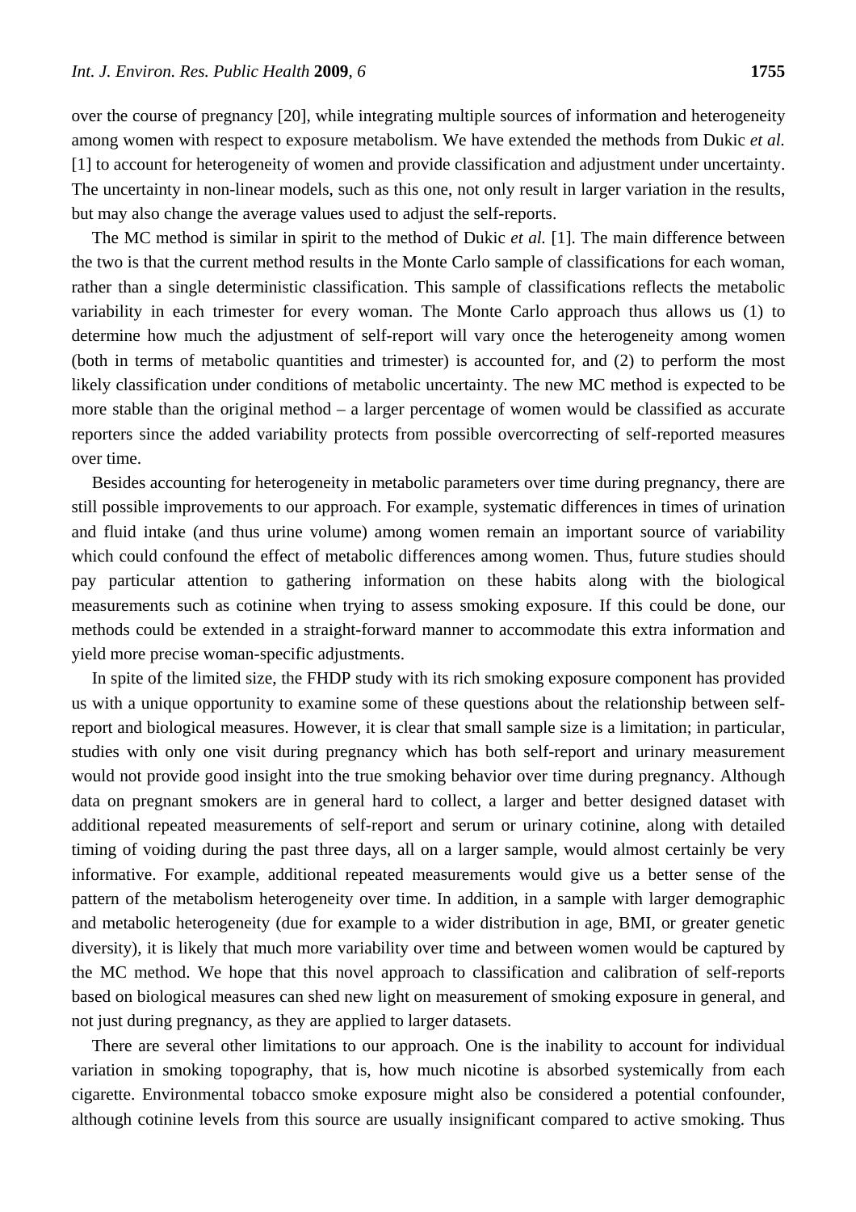over the course of pregnancy [20], while integrating multiple sources of information and heterogeneity among women with respect to exposure metabolism. We have extended the methods from Dukic *et al.* [1] to account for heterogeneity of women and provide classification and adjustment under uncertainty. The uncertainty in non-linear models, such as this one, not only result in larger variation in the results, but may also change the average values used to adjust the self-reports.

The MC method is similar in spirit to the method of Dukic *et al.* [1]. The main difference between the two is that the current method results in the Monte Carlo sample of classifications for each woman, rather than a single deterministic classification. This sample of classifications reflects the metabolic variability in each trimester for every woman. The Monte Carlo approach thus allows us (1) to determine how much the adjustment of self-report will vary once the heterogeneity among women (both in terms of metabolic quantities and trimester) is accounted for, and (2) to perform the most likely classification under conditions of metabolic uncertainty. The new MC method is expected to be more stable than the original method – a larger percentage of women would be classified as accurate reporters since the added variability protects from possible overcorrecting of self-reported measures over time.

Besides accounting for heterogeneity in metabolic parameters over time during pregnancy, there are still possible improvements to our approach. For example, systematic differences in times of urination and fluid intake (and thus urine volume) among women remain an important source of variability which could confound the effect of metabolic differences among women. Thus, future studies should pay particular attention to gathering information on these habits along with the biological measurements such as cotinine when trying to assess smoking exposure. If this could be done, our methods could be extended in a straight-forward manner to accommodate this extra information and yield more precise woman-specific adjustments.

In spite of the limited size, the FHDP study with its rich smoking exposure component has provided us with a unique opportunity to examine some of these questions about the relationship between self-report and biological measures. However, it is clear that small sample size is a limitation; in particular, studies with only one visit during pregnancy which has both self-report and urinary measurement would not provide good insight into the true smoking behavior over time during pregnancy. Although data on pregnant smokers are in general hard to collect, a larger and better designed dataset with additional repeated measurements of self-report and serum or urinary cotinine, along with detailed timing of voiding during the past three days, all on a larger sample, would almost certainly be very informative. For example, additional repeated measurements would give us a better sense of the pattern of the metabolism heterogeneity over time. In addition, in a sample with larger demographic and metabolic heterogeneity (due for example to a wider distribution in age, BMI, or greater genetic diversity), it is likely that much more variability over time and between women would be captured by the MC method. We hope that this novel approach to classification and calibration of self-reports based on biological measures can shed new light on measurement of smoking exposure in general, and not just during pregnancy, as they are applied to larger datasets.

There are several other limitations to our approach. One is the inability to account for individual variation in smoking topography, that is, how much nicotine is absorbed systemically from each cigarette. Environmental tobacco smoke exposure might also be considered a potential confounder, although cotinine levels from this source are usually insignificant compared to active smoking. Thus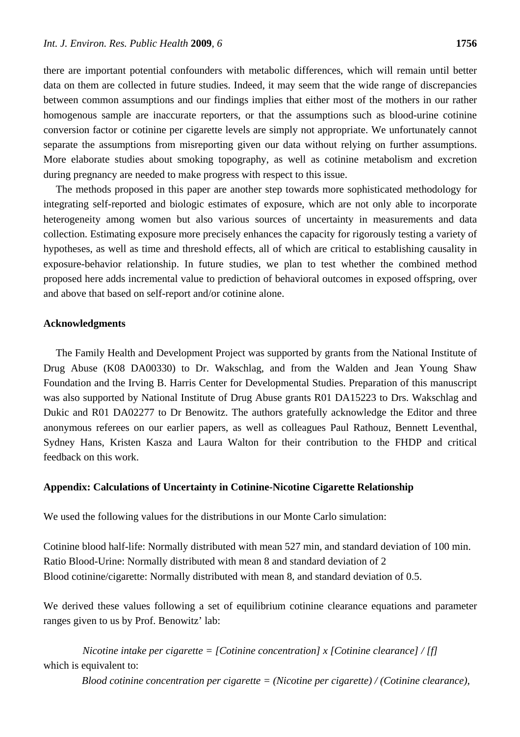there are important potential confounders with metabolic differences, which will remain until better data on them are collected in future studies. Indeed, it may seem that the wide range of discrepancies between common assumptions and our findings implies that either most of the mothers in our rather homogenous sample are inaccurate reporters, or that the assumptions such as blood-urine cotinine conversion factor or cotinine per cigarette levels are simply not appropriate. We unfortunately cannot separate the assumptions from misreporting given our data without relying on further assumptions. More elaborate studies about smoking topography, as well as cotinine metabolism and excretion during pregnancy are needed to make progress with respect to this issue.

The methods proposed in this paper are another step towards more sophisticated methodology for integrating self-reported and biologic estimates of exposure, which are not only able to incorporate heterogeneity among women but also various sources of uncertainty in measurements and data collection. Estimating exposure more precisely enhances the capacity for rigorously testing a variety of hypotheses, as well as time and threshold effects, all of which are critical to establishing causality in exposure-behavior relationship. In future studies, we plan to test whether the combined method proposed here adds incremental value to prediction of behavioral outcomes in exposed offspring, over and above that based on self-report and/or cotinine alone.

## Acknowledgments

The Family Health and Development Project was supported by grants from the National Institute of Drug Abuse (K08 DA00330) to Dr. Wakschlag, and from the Walden and Jean Young Shaw Foundation and the Irving B. Harris Center for Developmental Studies. Preparation of this manuscript was also supported by National Institute of Drug Abuse grants R01 DA15223 to Drs. Wakschlag and Dukic and R01 DA02277 to Dr Benowitz. The authors gratefully acknowledge the Editor and three anonymous referees on our earlier papers, as well as colleagues Paul Rathouz, Bennett Leventhal, Sydney Hans, Kristen Kasza and Laura Walton for their contribution to the FHDP and critical feedback on this work.

## Appendix: Calculations of Uncertainty in Cotinine-Nicotine Cigarette Relationship

We used the following values for the distributions in our Monte Carlo simulation:

Cotinine blood half-life: Normally distributed with mean 527 min, and standard deviation of 100 min.
Ratio Blood-Urine: Normally distributed with mean 8 and standard deviation of 2
Blood cotinine/cigarette: Normally distributed with mean 8, and standard deviation of 0.5.

We derived these values following a set of equilibrium cotinine clearance equations and parameter ranges given to us by Prof. Benowitz' lab:

*Nicotine intake per cigarette = [Cotinine concentration] x [Cotinine clearance] / [f]*

which is equivalent to:

*Blood cotinine concentration per cigarette = (Nicotine per cigarette) / (Cotinine clearance),*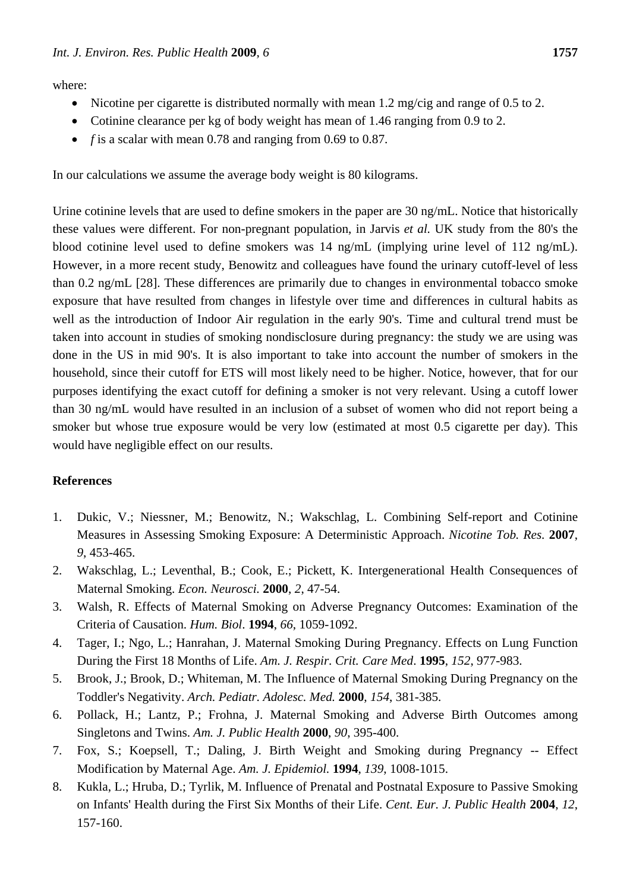where:

- Nicotine per cigarette is distributed normally with mean 1.2 mg/cig and range of 0.5 to 2.
- Cotinine clearance per kg of body weight has mean of 1.46 ranging from 0.9 to 2.
- $f$ is a scalar with mean 0.78 and ranging from 0.69 to 0.87.

In our calculations we assume the average body weight is 80 kilograms.

Urine cotinine levels that are used to define smokers in the paper are 30 ng/mL. Notice that historically these values were different. For non-pregnant population, in Jarvis *et al.* UK study from the 80's the blood cotinine level used to define smokers was 14 ng/mL (implying urine level of 112 ng/mL). However, in a more recent study, Benowitz and colleagues have found the urinary cutoff-level of less than 0.2 ng/mL [28]. These differences are primarily due to changes in environmental tobacco smoke exposure that have resulted from changes in lifestyle over time and differences in cultural habits as well as the introduction of Indoor Air regulation in the early 90's. Time and cultural trend must be taken into account in studies of smoking nondisclosure during pregnancy: the study we are using was done in the US in mid 90's. It is also important to take into account the number of smokers in the household, since their cutoff for ETS will most likely need to be higher. Notice, however, that for our purposes identifying the exact cutoff for defining a smoker is not very relevant. Using a cutoff lower than 30 ng/mL would have resulted in an inclusion of a subset of women who did not report being a smoker but whose true exposure would be very low (estimated at most 0.5 cigarette per day). This would have negligible effect on our results.

## References

1. Dukic, V.; Niessner, M.; Benowitz, N.; Wakschlag, L. Combining Self-report and Cotinine Measures in Assessing Smoking Exposure: A Deterministic Approach. *Nicotine Tob. Res.* **2007**, *9*, 453-465.
2. Wakschlag, L.; Leventhal, B.; Cook, E.; Pickett, K. Intergenerational Health Consequences of Maternal Smoking. *Econ. Neurosci.* **2000**, *2*, 47-54.
3. Walsh, R. Effects of Maternal Smoking on Adverse Pregnancy Outcomes: Examination of the Criteria of Causation. *Hum. Biol*. **1994**, *66*, 1059-1092.
4. Tager, I.; Ngo, L.; Hanrahan, J. Maternal Smoking During Pregnancy. Effects on Lung Function During the First 18 Months of Life. *Am. J. Respir. Crit. Care Med*. **1995**, *152*, 977-983.
5. Brook, J.; Brook, D.; Whiteman, M. The Influence of Maternal Smoking During Pregnancy on the Toddler's Negativity. *Arch. Pediatr. Adolesc. Med.* **2000**, *154*, 381-385.
6. Pollack, H.; Lantz, P.; Frohna, J. Maternal Smoking and Adverse Birth Outcomes among Singletons and Twins. *Am. J. Public Health* **2000**, *90*, 395-400.
7. Fox, S.; Koepsell, T.; Daling, J. Birth Weight and Smoking during Pregnancy -- Effect Modification by Maternal Age. *Am. J. Epidemiol.* **1994**, *139*, 1008-1015.
8. Kukla, L.; Hruba, D.; Tyrlik, M. Influence of Prenatal and Postnatal Exposure to Passive Smoking on Infants' Health during the First Six Months of their Life. *Cent. Eur. J. Public Health* **2004**, *12*, 157-160.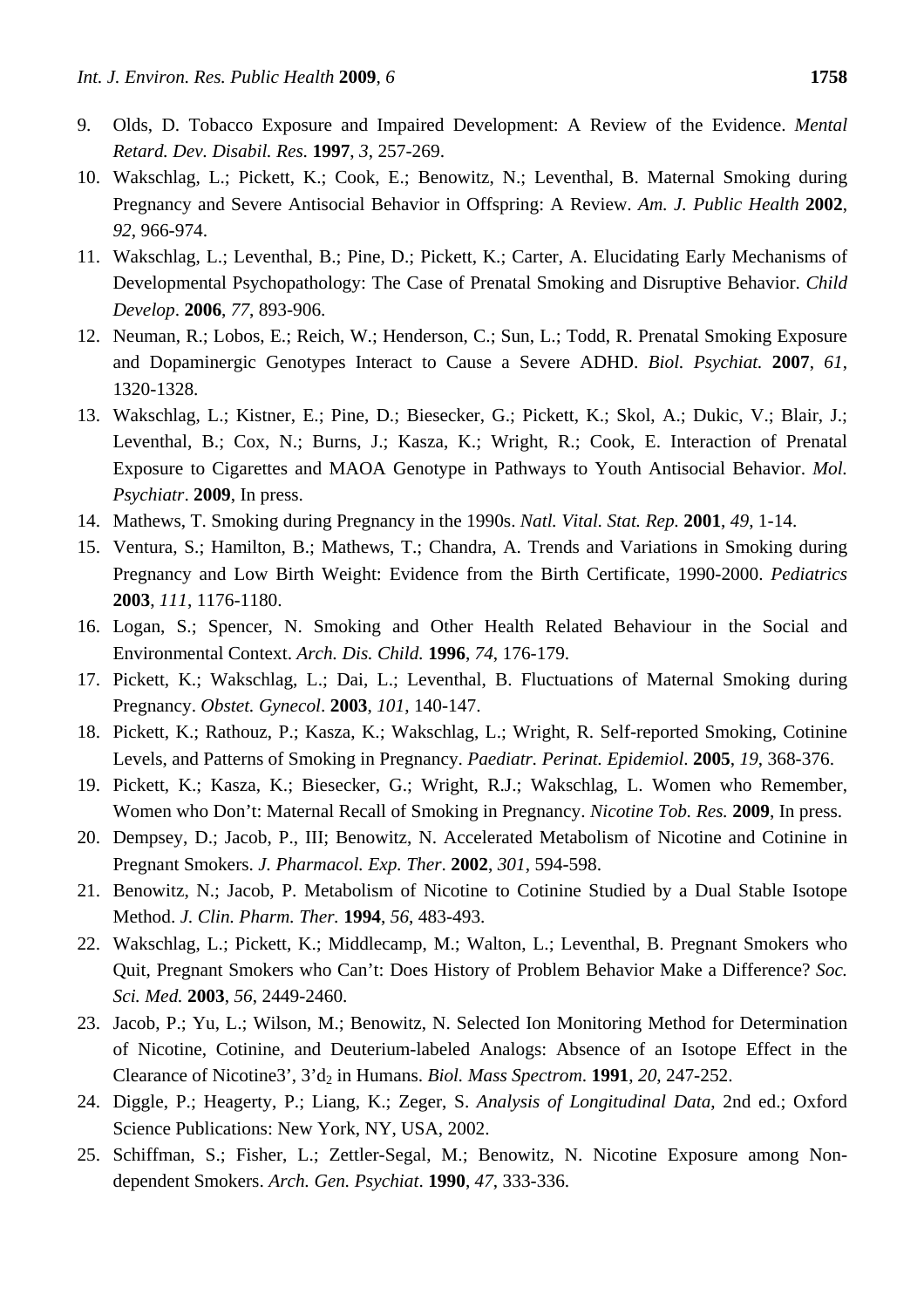9. Olds, D. Tobacco Exposure and Impaired Development: A Review of the Evidence. *Mental Retard. Dev. Disabil. Res.* **1997**, *3*, 257-269.
10. Wakschlag, L.; Pickett, K.; Cook, E.; Benowitz, N.; Leventhal, B. Maternal Smoking during Pregnancy and Severe Antisocial Behavior in Offspring: A Review. *Am. J. Public Health* **2002**, *92*, 966-974.
11. Wakschlag, L.; Leventhal, B.; Pine, D.; Pickett, K.; Carter, A. Elucidating Early Mechanisms of Developmental Psychopathology: The Case of Prenatal Smoking and Disruptive Behavior. *Child Develop*. **2006**, *77*, 893-906.
12. Neuman, R.; Lobos, E.; Reich, W.; Henderson, C.; Sun, L.; Todd, R. Prenatal Smoking Exposure and Dopaminergic Genotypes Interact to Cause a Severe ADHD. *Biol. Psychiat.* **2007**, *61*, 1320-1328.
13. Wakschlag, L.; Kistner, E.; Pine, D.; Biesecker, G.; Pickett, K.; Skol, A.; Dukic, V.; Blair, J.; Leventhal, B.; Cox, N.; Burns, J.; Kasza, K.; Wright, R.; Cook, E. Interaction of Prenatal Exposure to Cigarettes and MAOA Genotype in Pathways to Youth Antisocial Behavior. *Mol. Psychiatr*. **2009**, In press.
14. Mathews, T. Smoking during Pregnancy in the 1990s. *Natl. Vital. Stat. Rep.* **2001**, *49*, 1-14.
15. Ventura, S.; Hamilton, B.; Mathews, T.; Chandra, A. Trends and Variations in Smoking during Pregnancy and Low Birth Weight: Evidence from the Birth Certificate, 1990-2000. *Pediatrics* **2003**, *111*, 1176-1180.
16. Logan, S.; Spencer, N. Smoking and Other Health Related Behaviour in the Social and Environmental Context. *Arch. Dis. Child.* **1996**, *74*, 176-179.
17. Pickett, K.; Wakschlag, L.; Dai, L.; Leventhal, B. Fluctuations of Maternal Smoking during Pregnancy. *Obstet. Gynecol*. **2003**, *101*, 140-147.
18. Pickett, K.; Rathouz, P.; Kasza, K.; Wakschlag, L.; Wright, R. Self-reported Smoking, Cotinine Levels, and Patterns of Smoking in Pregnancy. *Paediatr. Perinat. Epidemiol*. **2005**, *19*, 368-376.
19. Pickett, K.; Kasza, K.; Biesecker, G.; Wright, R.J.; Wakschlag, L. Women who Remember, Women who Don't: Maternal Recall of Smoking in Pregnancy. *Nicotine Tob. Res.* **2009**, In press.
20. Dempsey, D.; Jacob, P., III; Benowitz, N. Accelerated Metabolism of Nicotine and Cotinine in Pregnant Smokers. *J. Pharmacol. Exp. Ther*. **2002**, *301*, 594-598.
21. Benowitz, N.; Jacob, P. Metabolism of Nicotine to Cotinine Studied by a Dual Stable Isotope Method. *J. Clin. Pharm. Ther.* **1994**, *56*, 483-493.
22. Wakschlag, L.; Pickett, K.; Middlecamp, M.; Walton, L.; Leventhal, B. Pregnant Smokers who Quit, Pregnant Smokers who Can't: Does History of Problem Behavior Make a Difference? *Soc. Sci. Med.* **2003**, *56*, 2449-2460.
23. Jacob, P.; Yu, L.; Wilson, M.; Benowitz, N. Selected Ion Monitoring Method for Determination of Nicotine, Cotinine, and Deuterium-labeled Analogs: Absence of an Isotope Effect in the Clearance of Nicotine3', 3'$d_2$ in Humans. *Biol. Mass Spectrom*. **1991**, *20*, 247-252.
24. Diggle, P.; Heagerty, P.; Liang, K.; Zeger, S. *Analysis of Longitudinal Data*, 2nd ed.; Oxford Science Publications: New York, NY, USA, 2002.
25. Schiffman, S.; Fisher, L.; Zettler-Segal, M.; Benowitz, N. Nicotine Exposure among Non-dependent Smokers. *Arch. Gen. Psychiat*. **1990**, *47*, 333-336.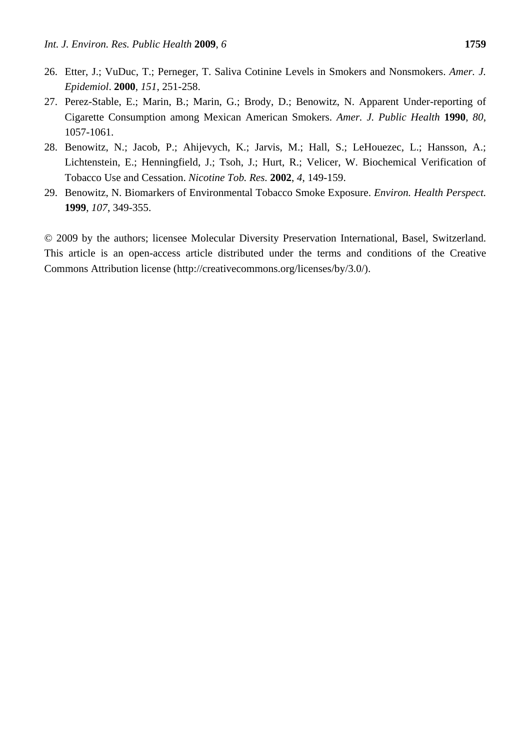26. Etter, J.; VuDuc, T.; Perneger, T. Saliva Cotinine Levels in Smokers and Nonsmokers. *Amer. J. Epidemiol*. **2000**, *151*, 251-258.
27. Perez-Stable, E.; Marin, B.; Marin, G.; Brody, D.; Benowitz, N. Apparent Under-reporting of Cigarette Consumption among Mexican American Smokers. *Amer. J. Public Health* **1990**, *80*, 1057-1061.
28. Benowitz, N.; Jacob, P.; Ahijevych, K.; Jarvis, M.; Hall, S.; LeHouezec, L.; Hansson, A.; Lichtenstein, E.; Henningfield, J.; Tsoh, J.; Hurt, R.; Velicer, W. Biochemical Verification of Tobacco Use and Cessation. *Nicotine Tob. Res*. **2002**, *4*, 149-159.
29. Benowitz, N. Biomarkers of Environmental Tobacco Smoke Exposure. *Environ. Health Perspect.* **1999**, *107*, 349-355.

© 2009 by the authors; licensee Molecular Diversity Preservation International, Basel, Switzerland. This article is an open-access article distributed under the terms and conditions of the Creative Commons Attribution license (http://creativecommons.org/licenses/by/3.0/).